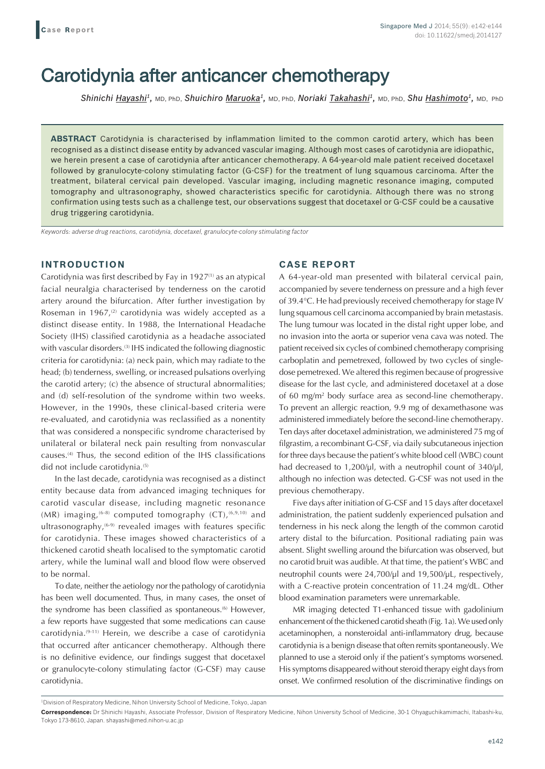# Carotidynia after anticancer chemotherapy

*Shinichi Hayashi[1], MD, PhD, Shuichiro Maruoka[1], MD, PhD, Noriaki Takahashi[1], MD, PhD, Shu Hashimoto[1], MD, PhD*

**ABSTRACT** Carotidynia is characterised by inflammation limited to the common carotid artery, which has been recognised as a distinct disease entity by advanced vascular imaging. Although most cases of carotidynia are idiopathic, we herein present a case of carotidynia after anticancer chemotherapy. A 64-year-old male patient received docetaxel followed by granulocyte-colony stimulating factor (G-CSF) for the treatment of lung squamous carcinoma. After the treatment, bilateral cervical pain developed. Vascular imaging, including magnetic resonance imaging, computed tomography and ultrasonography, showed characteristics specific for carotidynia. Although there was no strong confirmation using tests such as a challenge test, our observations suggest that docetaxel or G-CSF could be a causative drug triggering carotidynia.

*Keywords: adverse drug reactions, carotidynia, docetaxel, granulocyte-colony stimulating factor*

## INTRODUCTION

Carotidynia was first described by Fay in 1927[1] as an atypical facial neuralgia characterised by tenderness on the carotid artery around the bifurcation. After further investigation by Roseman in 1967,[2] carotidynia was widely accepted as a distinct disease entity. In 1988, the International Headache Society (IHS) classified carotidynia as a headache associated with vascular disorders.[3] IHS indicated the following diagnostic criteria for carotidynia: (a) neck pain, which may radiate to the head; (b) tenderness, swelling, or increased pulsations overlying the carotid artery; (c) the absence of structural abnormalities; and (d) self-resolution of the syndrome within two weeks. However, in the 1990s, these clinical-based criteria were re-evaluated, and carotidynia was reclassified as a nonentity that was considered a nonspecific syndrome characterised by unilateral or bilateral neck pain resulting from nonvascular causes.[4] Thus, the second edition of the IHS classifications did not include carotidynia.[5]

In the last decade, carotidynia was recognised as a distinct entity because data from advanced imaging techniques for carotid vascular disease, including magnetic resonance (MR) imaging,[6-8] computed tomography (CT),[6,9,10] and ultrasonography,[6-9] revealed images with features specific for carotidynia. These images showed characteristics of a thickened carotid sheath localised to the symptomatic carotid artery, while the luminal wall and blood flow were observed to be normal.

To date, neither the aetiology nor the pathology of carotidynia has been well documented. Thus, in many cases, the onset of the syndrome has been classified as spontaneous.[6] However, a few reports have suggested that some medications can cause carotidynia.[9-11] Herein, we describe a case of carotidynia that occurred after anticancer chemotherapy. Although there is no definitive evidence, our findings suggest that docetaxel or granulocyte-colony stimulating factor (G-CSF) may cause carotidynia.

## CASE REPORT

A 64-year-old man presented with bilateral cervical pain, accompanied by severe tenderness on pressure and a high fever of 39.4°C. He had previously received chemotherapy for stage IV lung squamous cell carcinoma accompanied by brain metastasis. The lung tumour was located in the distal right upper lobe, and no invasion into the aorta or superior vena cava was noted. The patient received six cycles of combined chemotherapy comprising carboplatin and pemetrexed, followed by two cycles of single-dose pemetrexed. We altered this regimen because of progressive disease for the last cycle, and administered docetaxel at a dose of 60 mg/m$^2$ body surface area as second-line chemotherapy. To prevent an allergic reaction, 9.9 mg of dexamethasone was administered immediately before the second-line chemotherapy. Ten days after docetaxel administration, we administered 75 mg of filgrastim, a recombinant G-CSF, via daily subcutaneous injection for three days because the patient's white blood cell (WBC) count had decreased to 1,200/μl, with a neutrophil count of 340/μl, although no infection was detected. G-CSF was not used in the previous chemotherapy.

Five days after initiation of G-CSF and 15 days after docetaxel administration, the patient suddenly experienced pulsation and tenderness in his neck along the length of the common carotid artery distal to the bifurcation. Positional radiating pain was absent. Slight swelling around the bifurcation was observed, but no carotid bruit was audible. At that time, the patient's WBC and neutrophil counts were 24,700/μl and 19,500/μL, respectively, with a C-reactive protein concentration of 11.24 mg/dL. Other blood examination parameters were unremarkable.

MR imaging detected T1-enhanced tissue with gadolinium enhancement of the thickened carotid sheath (Fig. 1a). We used only acetaminophen, a nonsteroidal anti-inflammatory drug, because carotidynia is a benign disease that often remits spontaneously. We planned to use a steroid only if the patient's symptoms worsened. His symptoms disappeared without steroid therapy eight days from onset. We confirmed resolution of the discriminative findings on

[1]Division of Respiratory Medicine, Nihon University School of Medicine, Tokyo, Japan

**Correspondence:** Dr Shinichi Hayashi, Associate Professor, Division of Respiratory Medicine, Nihon University School of Medicine, 30-1 Ohyaguchikamimachi, Itabashi-ku, Tokyo 173-8610, Japan. shayashi@med.nihon-u.ac.jp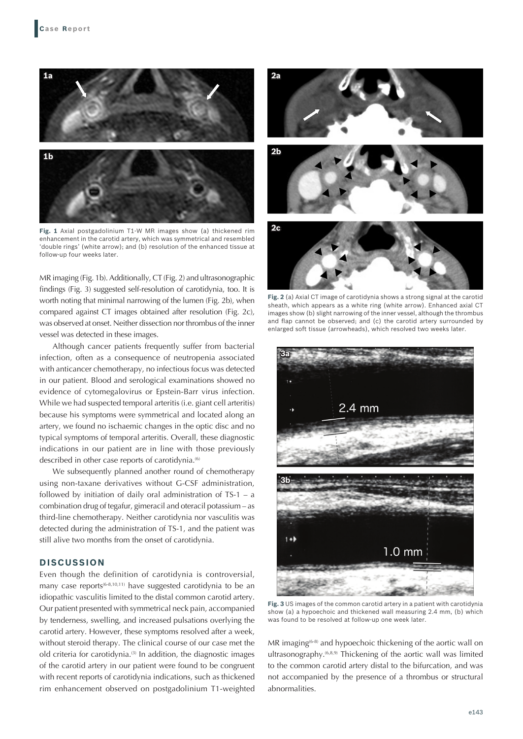MR imaging (Fig. 1b). Additionally, CT (Fig. 2) and ultrasonographic findings (Fig. 3) suggested self-resolution of carotidynia, too. It is worth noting that minimal narrowing of the lumen (Fig. 2b), when compared against CT images obtained after resolution (Fig. 2c), was observed at onset. Neither dissection nor thrombus of the inner vessel was detected in these images.

Although cancer patients frequently suffer from bacterial infection, often as a consequence of neutropenia associated with anticancer chemotherapy, no infectious focus was detected in our patient. Blood and serological examinations showed no evidence of cytomegalovirus or Epstein-Barr virus infection. While we had suspected temporal arteritis (i.e. giant cell arteritis) because his symptoms were symmetrical and located along an artery, we found no ischaemic changes in the optic disc and no typical symptoms of temporal arteritis. Overall, these diagnostic indications in our patient are in line with those previously described in other case reports of carotidynia.[6]

We subsequently planned another round of chemotherapy using non-taxane derivatives without G-CSF administration, followed by initiation of daily oral administration of TS-1 – a combination drug of tegafur, gimeracil and oteracil potassium – as third-line chemotherapy. Neither carotidynia nor vasculitis was detected during the administration of TS-1, and the patient was still alive two months from the onset of carotidynia.

Fig. 1 Axial postgadolinium T1-W MR images show (a) thickened rim enhancement in the carotid artery, which was symmetrical and resembled 'double rings' (white arrow); and (b) resolution of the enhanced tissue at follow-up four weeks later.

Fig. 2 (a) Axial CT image of carotidynia shows a strong signal at the carotid sheath, which appears as a white ring (white arrow). Enhanced axial CT images show (b) slight narrowing of the inner vessel, although the thrombus and flap cannot be observed; and (c) the carotid artery surrounded by enlarged soft tissue (arrowheads), which resolved two weeks later.

Fig. 3 US images of the common carotid artery in a patient with carotidynia show (a) a hypoechoic and thickened wall measuring 2.4 mm, (b) which was found to be resolved at follow-up one week later.

## DISCUSSION

Even though the definition of carotidynia is controversial, many case reports[6-8,10,11] have suggested carotidynia to be an idiopathic vasculitis limited to the distal common carotid artery. Our patient presented with symmetrical neck pain, accompanied by tenderness, swelling, and increased pulsations overlying the carotid artery. However, these symptoms resolved after a week, without steroid therapy. The clinical course of our case met the old criteria for carotidynia.[3] In addition, the diagnostic images of the carotid artery in our patient were found to be congruent with recent reports of carotidynia indications, such as thickened rim enhancement observed on postgadolinium T1-weighted MR imaging[6-8] and hypoechoic thickening of the aortic wall on ultrasonography.[6,8,9] Thickening of the aortic wall was limited to the common carotid artery distal to the bifurcation, and was not accompanied by the presence of a thrombus or structural abnormalities.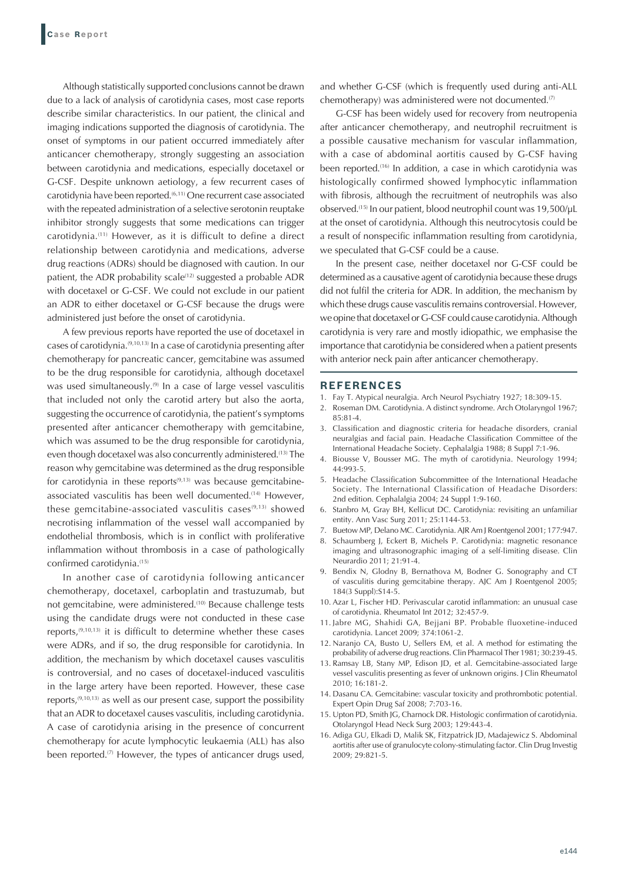Although statistically supported conclusions cannot be drawn due to a lack of analysis of carotidynia cases, most case reports describe similar characteristics. In our patient, the clinical and imaging indications supported the diagnosis of carotidynia. The onset of symptoms in our patient occurred immediately after anticancer chemotherapy, strongly suggesting an association between carotidynia and medications, especially docetaxel or G-CSF. Despite unknown aetiology, a few recurrent cases of carotidynia have been reported.[6,11] One recurrent case associated with the repeated administration of a selective serotonin reuptake inhibitor strongly suggests that some medications can trigger carotidynia.[11] However, as it is difficult to define a direct relationship between carotidynia and medications, adverse drug reactions (ADRs) should be diagnosed with caution. In our patient, the ADR probability scale[12] suggested a probable ADR with docetaxel or G-CSF. We could not exclude in our patient an ADR to either docetaxel or G-CSF because the drugs were administered just before the onset of carotidynia.

A few previous reports have reported the use of docetaxel in cases of carotidynia.[9,10,13] In a case of carotidynia presenting after chemotherapy for pancreatic cancer, gemcitabine was assumed to be the drug responsible for carotidynia, although docetaxel was used simultaneously.[9] In a case of large vessel vasculitis that included not only the carotid artery but also the aorta, suggesting the occurrence of carotidynia, the patient's symptoms presented after anticancer chemotherapy with gemcitabine, which was assumed to be the drug responsible for carotidynia, even though docetaxel was also concurrently administered.[13] The reason why gemcitabine was determined as the drug responsible for carotidynia in these reports[9,13] was because gemcitabine-associated vasculitis has been well documented.[14] However, these gemcitabine-associated vasculitis cases[9,13] showed necrotising inflammation of the vessel wall accompanied by endothelial thrombosis, which is in conflict with proliferative inflammation without thrombosis in a case of pathologically confirmed carotidynia.[15]

In another case of carotidynia following anticancer chemotherapy, docetaxel, carboplatin and trastuzumab, but not gemcitabine, were administered.[10] Because challenge tests using the candidate drugs were not conducted in these case reports,[9,10,13] it is difficult to determine whether these cases were ADRs, and if so, the drug responsible for carotidynia. In addition, the mechanism by which docetaxel causes vasculitis is controversial, and no cases of docetaxel-induced vasculitis in the large artery have been reported. However, these case reports,[9,10,13] as well as our present case, support the possibility that an ADR to docetaxel causes vasculitis, including carotidynia. A case of carotidynia arising in the presence of concurrent chemotherapy for acute lymphocytic leukaemia (ALL) has also been reported.[7] However, the types of anticancer drugs used, and whether G-CSF (which is frequently used during anti-ALL chemotherapy) was administered were not documented.[7]

G-CSF has been widely used for recovery from neutropenia after anticancer chemotherapy, and neutrophil recruitment is a possible causative mechanism for vascular inflammation, with a case of abdominal aortitis caused by G-CSF having been reported.[16] In addition, a case in which carotidynia was histologically confirmed showed lymphocytic inflammation with fibrosis, although the recruitment of neutrophils was also observed.[15] In our patient, blood neutrophil count was 19,500/μL at the onset of carotidynia. Although this neutrocytosis could be a result of nonspecific inflammation resulting from carotidynia, we speculated that G-CSF could be a cause.

In the present case, neither docetaxel nor G-CSF could be determined as a causative agent of carotidynia because these drugs did not fulfil the criteria for ADR. In addition, the mechanism by which these drugs cause vasculitis remains controversial. However, we opine that docetaxel or G-CSF could cause carotidynia. Although carotidynia is very rare and mostly idiopathic, we emphasise the importance that carotidynia be considered when a patient presents with anterior neck pain after anticancer chemotherapy.

## REFERENCES

1. Fay T. Atypical neuralgia. Arch Neurol Psychiatry 1927; 18:309-15.
2. Roseman DM. Carotidynia. A distinct syndrome. Arch Otolaryngol 1967; 85:81-4.
3. Classification and diagnostic criteria for headache disorders, cranial neuralgias and facial pain. Headache Classification Committee of the International Headache Society. Cephalalgia 1988; 8 Suppl 7:1-96.
4. Biousse V, Bousser MG. The myth of carotidynia. Neurology 1994; 44:993-5.
5. Headache Classification Subcommittee of the International Headache Society. The International Classification of Headache Disorders: 2nd edition. Cephalalgia 2004; 24 Suppl 1:9-160.
6. Stanbro M, Gray BH, Kellicut DC. Carotidynia: revisiting an unfamiliar entity. Ann Vasc Surg 2011; 25:1144-53.
7. Buetow MP, Delano MC. Carotidynia. AJR Am J Roentgenol 2001; 177:947.
8. Schaumberg J, Eckert B, Michels P. Carotidynia: magnetic resonance imaging and ultrasonographic imaging of a self-limiting disease. Clin Neurardio 2011; 21:91-4.
9. Bendix N, Glodny B, Bernathova M, Bodner G. Sonography and CT of vasculitis during gemcitabine therapy. AJC Am J Roentgenol 2005; 184(3 Suppl):S14-5.
10. Azar L, Fischer HD. Perivascular carotid inflammation: an unusual case of carotidynia. Rheumatol Int 2012; 32:457-9.
11. Jabre MG, Shahidi GA, Bejjani BP. Probable fluoxetine-induced carotidynia. Lancet 2009; 374:1061-2.
12. Naranjo CA, Busto U, Sellers EM, et al. A method for estimating the probability of adverse drug reactions. Clin Pharmacol Ther 1981; 30:239-45.
13. Ramsay LB, Stany MP, Edison JD, et al. Gemcitabine-associated large vessel vasculitis presenting as fever of unknown origins. J Clin Rheumatol 2010; 16:181-2.
14. Dasanu CA. Gemcitabine: vascular toxicity and prothrombotic potential. Expert Opin Drug Saf 2008; 7:703-16.
15. Upton PD, Smith JG, Charnock DR. Histologic confirmation of carotidynia. Otolaryngol Head Neck Surg 2003; 129:443-4.
16. Adiga GU, Elkadi D, Malik SK, Fitzpatrick JD, Madajewicz S. Abdominal aortitis after use of granulocyte colony-stimulating factor. Clin Drug Investig 2009; 29:821-5.